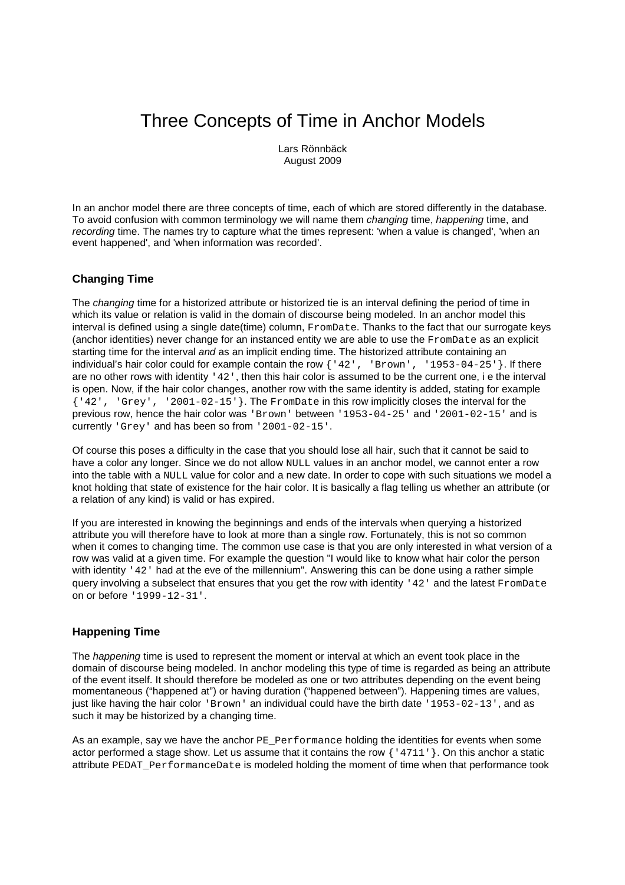# Three Concepts of Time in Anchor Models

Lars Rönnbäck
August 2009

In an anchor model there are three concepts of time, each of which are stored differently in the database. To avoid confusion with common terminology we will name them *changing* time, *happening* time, and *recording* time. The names try to capture what the times represent: 'when a value is changed', 'when an event happened', and 'when information was recorded'.

### Changing Time

The *changing* time for a historized attribute or historized tie is an interval defining the period of time in which its value or relation is valid in the domain of discourse being modeled. In an anchor model this interval is defined using a single date(time) column, `FromDate`. Thanks to the fact that our surrogate keys (anchor identities) never change for an instanced entity we are able to use the `FromDate` as an explicit starting time for the interval *and* as an implicit ending time. The historized attribute containing an individual's hair color could for example contain the row `{'42', 'Brown', '1953-04-25'}`. If there are no other rows with identity `'42'`, then this hair color is assumed to be the current one, i e the interval is open. Now, if the hair color changes, another row with the same identity is added, stating for example `{'42', 'Grey', '2001-02-15'}`. The `FromDate` in this row implicitly closes the interval for the previous row, hence the hair color was `'Brown'` between `'1953-04-25'` and `'2001-02-15'` and is currently `'Grey'` and has been so from `'2001-02-15'`.

Of course this poses a difficulty in the case that you should lose all hair, such that it cannot be said to have a color any longer. Since we do not allow `NULL` values in an anchor model, we cannot enter a row into the table with a `NULL` value for color and a new date. In order to cope with such situations we model a knot holding that state of existence for the hair color. It is basically a flag telling us whether an attribute (or a relation of any kind) is valid or has expired.

If you are interested in knowing the beginnings and ends of the intervals when querying a historized attribute you will therefore have to look at more than a single row. Fortunately, this is not so common when it comes to changing time. The common use case is that you are only interested in what version of a row was valid at a given time. For example the question "I would like to know what hair color the person with identity `'42'` had at the eve of the millennium". Answering this can be done using a rather simple query involving a subselect that ensures that you get the row with identity `'42'` and the latest `FromDate` on or before `'1999-12-31'`.

### Happening Time

The *happening* time is used to represent the moment or interval at which an event took place in the domain of discourse being modeled. In anchor modeling this type of time is regarded as being an attribute of the event itself. It should therefore be modeled as one or two attributes depending on the event being momentaneous ("happened at") or having duration ("happened between"). Happening times are values, just like having the hair color `'Brown'` an individual could have the birth date `'1953-02-13'`, and as such it may be historized by a changing time.

As an example, say we have the anchor `PE_Performance` holding the identities for events when some actor performed a stage show. Let us assume that it contains the row `{'4711'}`. On this anchor a static attribute `PEDAT_PerformanceDate` is modeled holding the moment of time when that performance took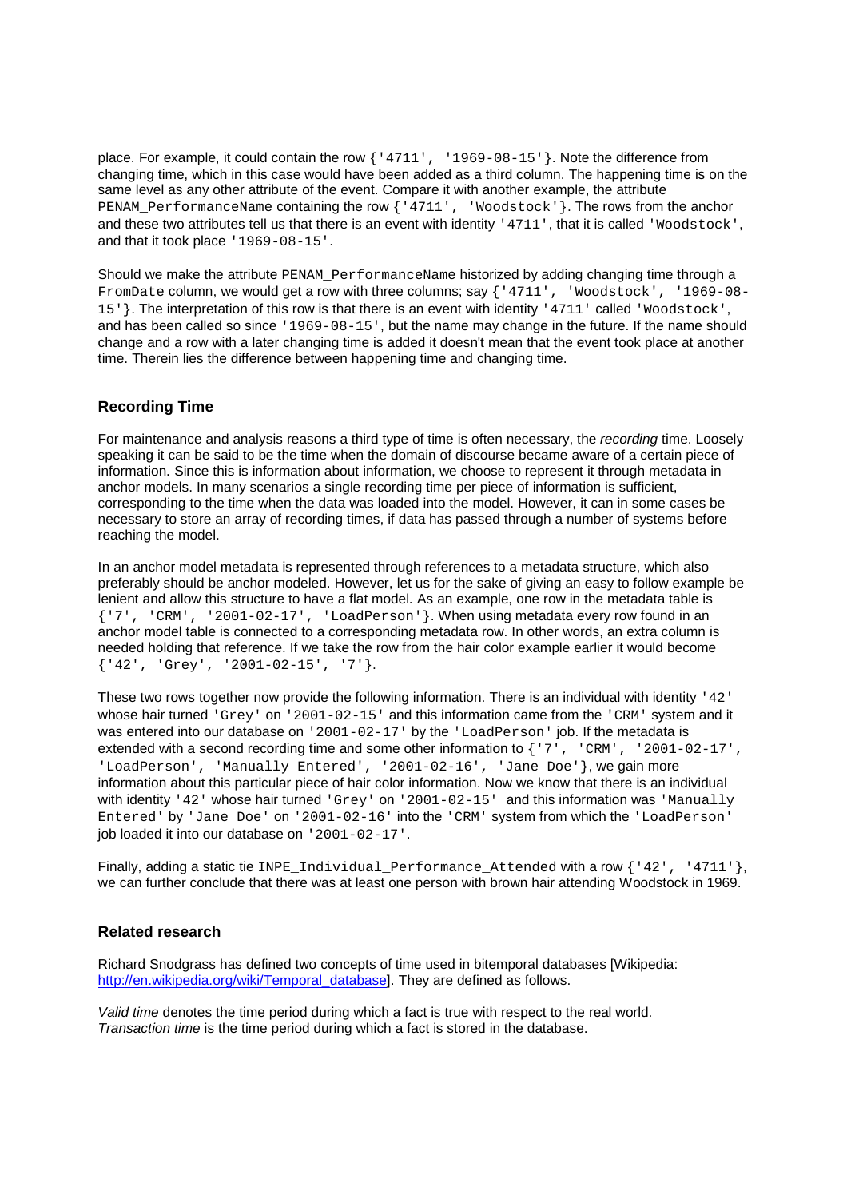place. For example, it could contain the row {'4711', '1969-08-15'}. Note the difference from changing time, which in this case would have been added as a third column. The happening time is on the same level as any other attribute of the event. Compare it with another example, the attribute PENAM_PerformanceName containing the row {'4711', 'Woodstock'}. The rows from the anchor and these two attributes tell us that there is an event with identity '4711', that it is called 'Woodstock', and that it took place '1969-08-15'.

Should we make the attribute PENAM_PerformanceName historized by adding changing time through a FromDate column, we would get a row with three columns; say {'4711', 'Woodstock', '1969-08-15'}. The interpretation of this row is that there is an event with identity '4711' called 'Woodstock', and has been called so since '1969-08-15', but the name may change in the future. If the name should change and a row with a later changing time is added it doesn't mean that the event took place at another time. Therein lies the difference between happening time and changing time.

### Recording Time

For maintenance and analysis reasons a third type of time is often necessary, the *recording* time. Loosely speaking it can be said to be the time when the domain of discourse became aware of a certain piece of information. Since this is information about information, we choose to represent it through metadata in anchor models. In many scenarios a single recording time per piece of information is sufficient, corresponding to the time when the data was loaded into the model. However, it can in some cases be necessary to store an array of recording times, if data has passed through a number of systems before reaching the model.

In an anchor model metadata is represented through references to a metadata structure, which also preferably should be anchor modeled. However, let us for the sake of giving an easy to follow example be lenient and allow this structure to have a flat model. As an example, one row in the metadata table is {'7', 'CRM', '2001-02-17', 'LoadPerson'}. When using metadata every row found in an anchor model table is connected to a corresponding metadata row. In other words, an extra column is needed holding that reference. If we take the row from the hair color example earlier it would become {'42', 'Grey', '2001-02-15', '7'}.

These two rows together now provide the following information. There is an individual with identity '42' whose hair turned 'Grey' on '2001-02-15' and this information came from the 'CRM' system and it was entered into our database on '2001-02-17' by the 'LoadPerson' job. If the metadata is extended with a second recording time and some other information to {'7', 'CRM', '2001-02-17', 'LoadPerson', 'Manually Entered', '2001-02-16', 'Jane Doe'}, we gain more information about this particular piece of hair color information. Now we know that there is an individual with identity '42' whose hair turned 'Grey' on '2001-02-15' and this information was 'Manually Entered' by 'Jane Doe' on '2001-02-16' into the 'CRM' system from which the 'LoadPerson' job loaded it into our database on '2001-02-17'.

Finally, adding a static tie INPE_Individual_Performance_Attended with a row {'42', '4711'}, we can further conclude that there was at least one person with brown hair attending Woodstock in 1969.

### Related research

Richard Snodgrass has defined two concepts of time used in bitemporal databases [Wikipedia: http://en.wikipedia.org/wiki/Temporal_database]. They are defined as follows.

*Valid time* denotes the time period during which a fact is true with respect to the real world.
*Transaction time* is the time period during which a fact is stored in the database.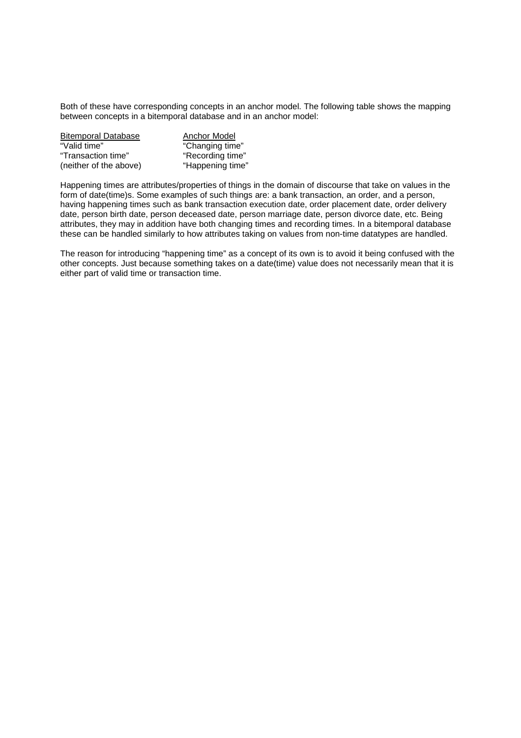Both of these have corresponding concepts in an anchor model. The following table shows the mapping between concepts in a bitemporal database and in an anchor model:

| Bitemporal Database | Anchor Model |
|---|---|
| “Valid time” | “Changing time” |
| “Transaction time” | “Recording time” |
| (neither of the above) | “Happening time” |

Happening times are attributes/properties of things in the domain of discourse that take on values in the form of date(time)s. Some examples of such things are: a bank transaction, an order, and a person, having happening times such as bank transaction execution date, order placement date, order delivery date, person birth date, person deceased date, person marriage date, person divorce date, etc. Being attributes, they may in addition have both changing times and recording times. In a bitemporal database these can be handled similarly to how attributes taking on values from non-time datatypes are handled.

The reason for introducing “happening time” as a concept of its own is to avoid it being confused with the other concepts. Just because something takes on a date(time) value does not necessarily mean that it is either part of valid time or transaction time.